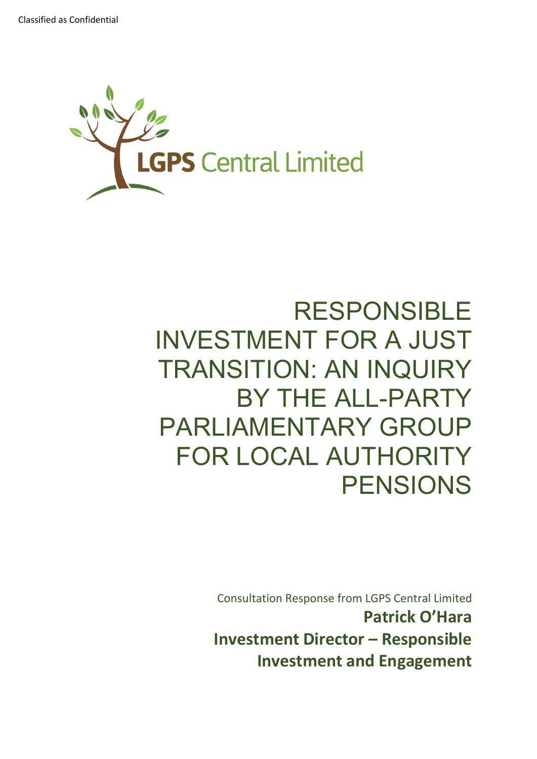Classified as Confidential

LGPS Central Limited

# RESPONSIBLE INVESTMENT FOR A JUST TRANSITION: AN INQUIRY BY THE ALL-PARTY PARLIAMENTARY GROUP FOR LOCAL AUTHORITY PENSIONS

Consultation Response from LGPS Central Limited

**Patrick O'Hara**

**Investment Director – Responsible Investment and Engagement**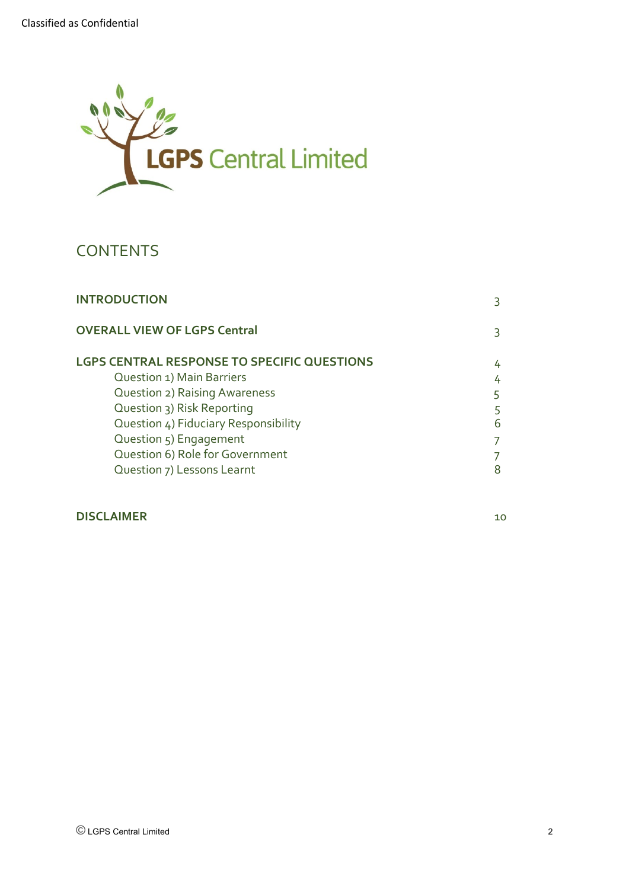Classified as Confidential

LGPS Central Limited

# CONTENTS

| | |
|---|---|
| **INTRODUCTION** | 3 |
| **OVERALL VIEW OF LGPS Central** | 3 |
| **LGPS CENTRAL RESPONSE TO SPECIFIC QUESTIONS** | 4 |
| Question 1) Main Barriers | 4 |
| Question 2) Raising Awareness | 5 |
| Question 3) Risk Reporting | 5 |
| Question 4) Fiduciary Responsibility | 6 |
| Question 5) Engagement | 7 |
| Question 6) Role for Government | 7 |
| Question 7) Lessons Learnt | 8 |
| **DISCLAIMER** | 10 |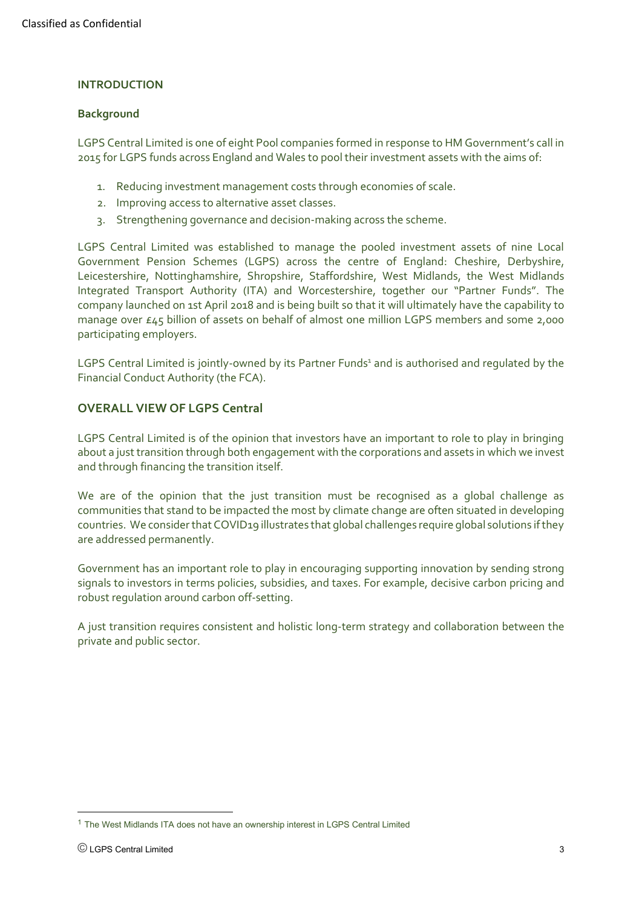## INTRODUCTION

### Background

LGPS Central Limited is one of eight Pool companies formed in response to HM Government's call in 2015 for LGPS funds across England and Wales to pool their investment assets with the aims of:

1. Reducing investment management costs through economies of scale.
2. Improving access to alternative asset classes.
3. Strengthening governance and decision-making across the scheme.

LGPS Central Limited was established to manage the pooled investment assets of nine Local Government Pension Schemes (LGPS) across the centre of England: Cheshire, Derbyshire, Leicestershire, Nottinghamshire, Shropshire, Staffordshire, West Midlands, the West Midlands Integrated Transport Authority (ITA) and Worcestershire, together our "Partner Funds". The company launched on 1st April 2018 and is being built so that it will ultimately have the capability to manage over £45 billion of assets on behalf of almost one million LGPS members and some 2,000 participating employers.

LGPS Central Limited is jointly-owned by its Partner Funds[1] and is authorised and regulated by the Financial Conduct Authority (the FCA).

## OVERALL VIEW OF LGPS Central

LGPS Central Limited is of the opinion that investors have an important to role to play in bringing about a just transition through both engagement with the corporations and assets in which we invest and through financing the transition itself.

We are of the opinion that the just transition must be recognised as a global challenge as communities that stand to be impacted the most by climate change are often situated in developing countries. We consider that COVID19 illustrates that global challenges require global solutions if they are addressed permanently.

Government has an important role to play in encouraging supporting innovation by sending strong signals to investors in terms policies, subsidies, and taxes. For example, decisive carbon pricing and robust regulation around carbon off-setting.

A just transition requires consistent and holistic long-term strategy and collaboration between the private and public sector.

---

[1] The West Midlands ITA does not have an ownership interest in LGPS Central Limited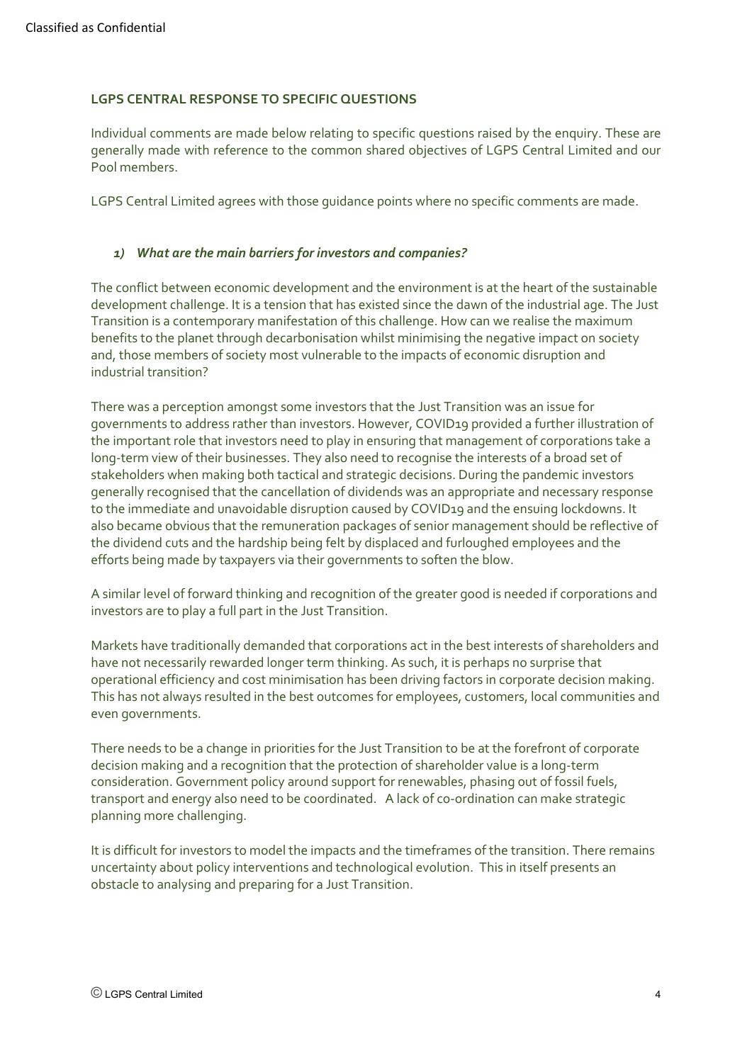**LGPS CENTRAL RESPONSE TO SPECIFIC QUESTIONS**

Individual comments are made below relating to specific questions raised by the enquiry. These are generally made with reference to the common shared objectives of LGPS Central Limited and our Pool members.

LGPS Central Limited agrees with those guidance points where no specific comments are made.

### *1) What are the main barriers for investors and companies?*

The conflict between economic development and the environment is at the heart of the sustainable development challenge. It is a tension that has existed since the dawn of the industrial age. The Just Transition is a contemporary manifestation of this challenge. How can we realise the maximum benefits to the planet through decarbonisation whilst minimising the negative impact on society and, those members of society most vulnerable to the impacts of economic disruption and industrial transition?

There was a perception amongst some investors that the Just Transition was an issue for governments to address rather than investors. However, COVID19 provided a further illustration of the important role that investors need to play in ensuring that management of corporations take a long-term view of their businesses. They also need to recognise the interests of a broad set of stakeholders when making both tactical and strategic decisions. During the pandemic investors generally recognised that the cancellation of dividends was an appropriate and necessary response to the immediate and unavoidable disruption caused by COVID19 and the ensuing lockdowns. It also became obvious that the remuneration packages of senior management should be reflective of the dividend cuts and the hardship being felt by displaced and furloughed employees and the efforts being made by taxpayers via their governments to soften the blow.

A similar level of forward thinking and recognition of the greater good is needed if corporations and investors are to play a full part in the Just Transition.

Markets have traditionally demanded that corporations act in the best interests of shareholders and have not necessarily rewarded longer term thinking. As such, it is perhaps no surprise that operational efficiency and cost minimisation has been driving factors in corporate decision making. This has not always resulted in the best outcomes for employees, customers, local communities and even governments.

There needs to be a change in priorities for the Just Transition to be at the forefront of corporate decision making and a recognition that the protection of shareholder value is a long-term consideration. Government policy around support for renewables, phasing out of fossil fuels, transport and energy also need to be coordinated. A lack of co-ordination can make strategic planning more challenging.

It is difficult for investors to model the impacts and the timeframes of the transition. There remains uncertainty about policy interventions and technological evolution. This in itself presents an obstacle to analysing and preparing for a Just Transition.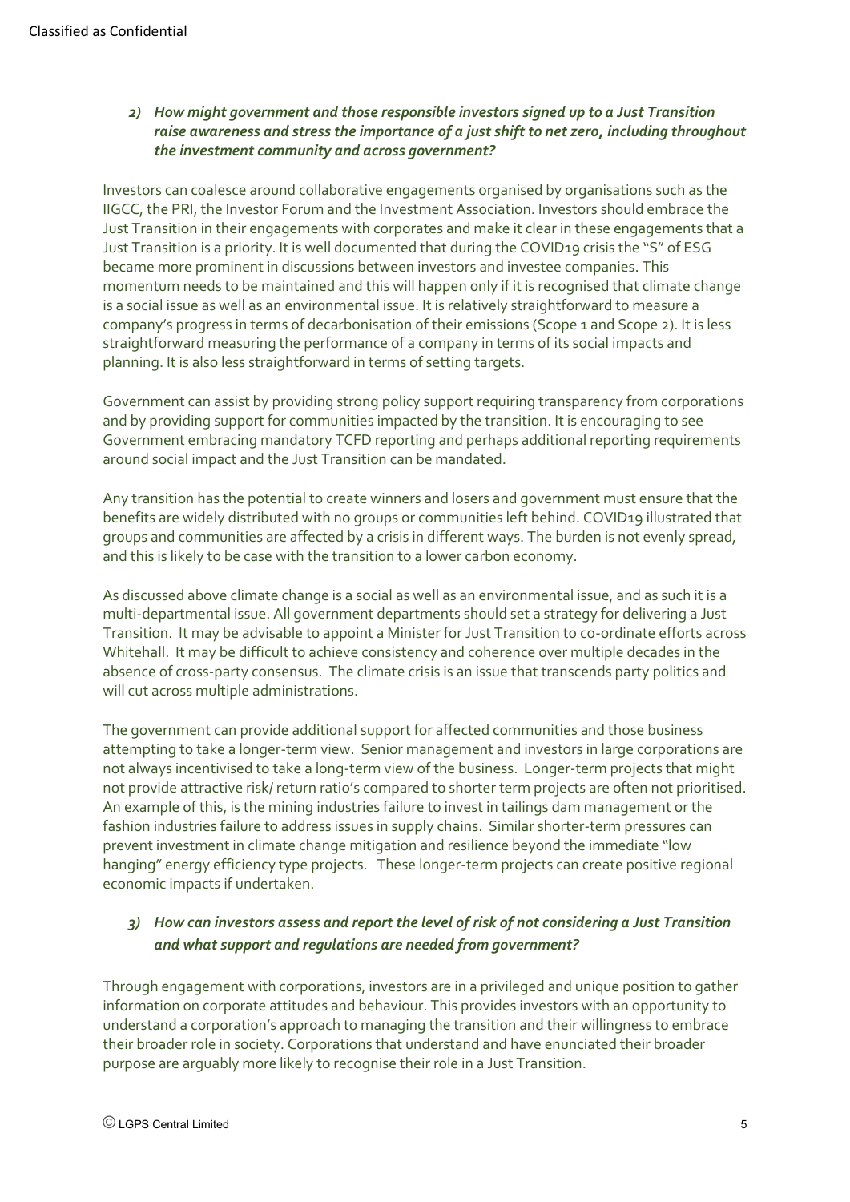*2) How might government and those responsible investors signed up to a Just Transition raise awareness and stress the importance of a just shift to net zero, including throughout the investment community and across government?*

Investors can coalesce around collaborative engagements organised by organisations such as the IIGCC, the PRI, the Investor Forum and the Investment Association. Investors should embrace the Just Transition in their engagements with corporates and make it clear in these engagements that a Just Transition is a priority. It is well documented that during the COVID19 crisis the "S" of ESG became more prominent in discussions between investors and investee companies. This momentum needs to be maintained and this will happen only if it is recognised that climate change is a social issue as well as an environmental issue. It is relatively straightforward to measure a company's progress in terms of decarbonisation of their emissions (Scope 1 and Scope 2). It is less straightforward measuring the performance of a company in terms of its social impacts and planning. It is also less straightforward in terms of setting targets.

Government can assist by providing strong policy support requiring transparency from corporations and by providing support for communities impacted by the transition. It is encouraging to see Government embracing mandatory TCFD reporting and perhaps additional reporting requirements around social impact and the Just Transition can be mandated.

Any transition has the potential to create winners and losers and government must ensure that the benefits are widely distributed with no groups or communities left behind. COVID19 illustrated that groups and communities are affected by a crisis in different ways. The burden is not evenly spread, and this is likely to be case with the transition to a lower carbon economy.

As discussed above climate change is a social as well as an environmental issue, and as such it is a multi-departmental issue. All government departments should set a strategy for delivering a Just Transition. It may be advisable to appoint a Minister for Just Transition to co-ordinate efforts across Whitehall. It may be difficult to achieve consistency and coherence over multiple decades in the absence of cross-party consensus. The climate crisis is an issue that transcends party politics and will cut across multiple administrations.

The government can provide additional support for affected communities and those business attempting to take a longer-term view. Senior management and investors in large corporations are not always incentivised to take a long-term view of the business. Longer-term projects that might not provide attractive risk/ return ratio's compared to shorter term projects are often not prioritised. An example of this, is the mining industries failure to invest in tailings dam management or the fashion industries failure to address issues in supply chains. Similar shorter-term pressures can prevent investment in climate change mitigation and resilience beyond the immediate "low hanging" energy efficiency type projects. These longer-term projects can create positive regional economic impacts if undertaken.

*3) How can investors assess and report the level of risk of not considering a Just Transition and what support and regulations are needed from government?*

Through engagement with corporations, investors are in a privileged and unique position to gather information on corporate attitudes and behaviour. This provides investors with an opportunity to understand a corporation's approach to managing the transition and their willingness to embrace their broader role in society. Corporations that understand and have enunciated their broader purpose are arguably more likely to recognise their role in a Just Transition.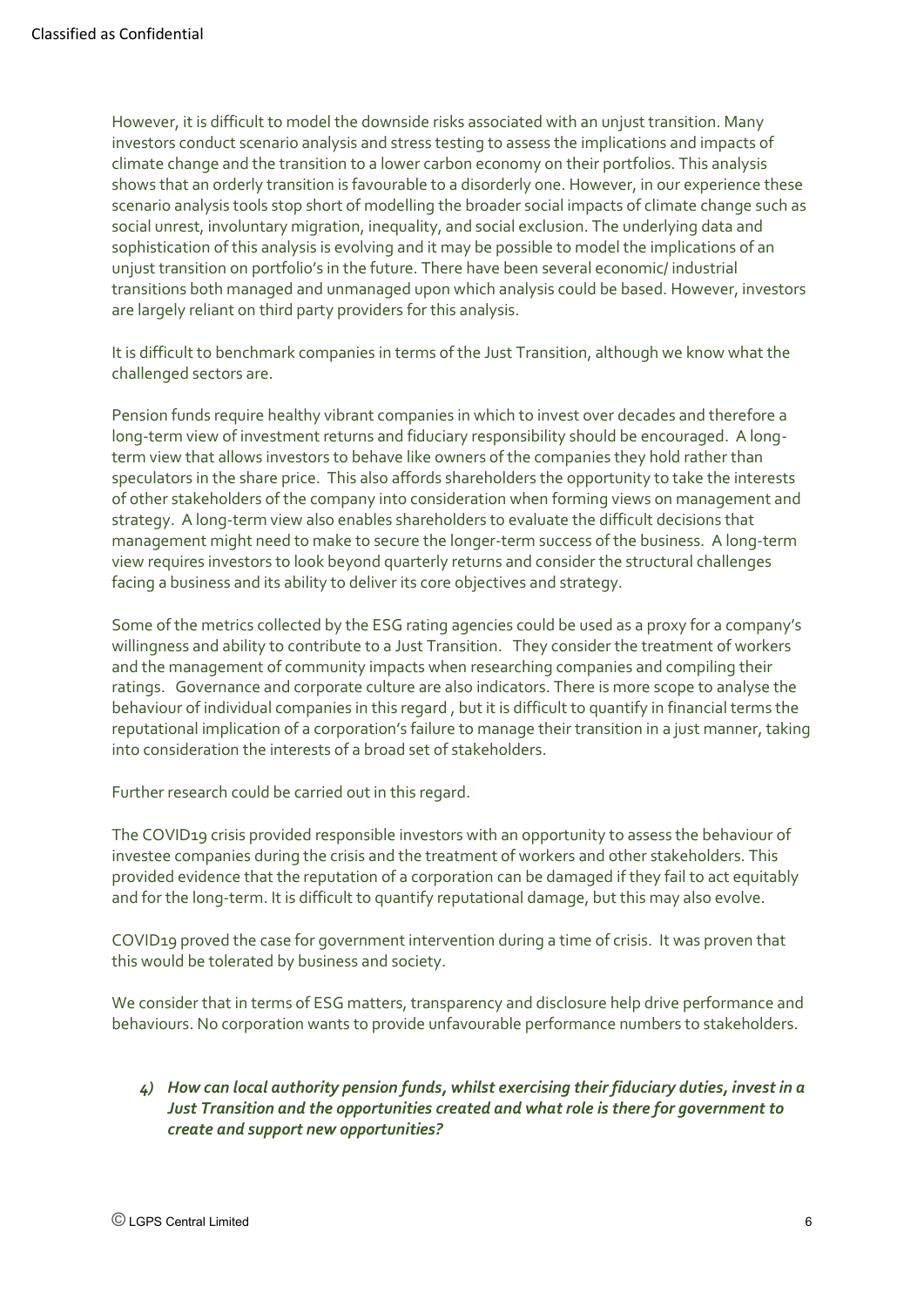However, it is difficult to model the downside risks associated with an unjust transition. Many investors conduct scenario analysis and stress testing to assess the implications and impacts of climate change and the transition to a lower carbon economy on their portfolios. This analysis shows that an orderly transition is favourable to a disorderly one. However, in our experience these scenario analysis tools stop short of modelling the broader social impacts of climate change such as social unrest, involuntary migration, inequality, and social exclusion. The underlying data and sophistication of this analysis is evolving and it may be possible to model the implications of an unjust transition on portfolio's in the future. There have been several economic/ industrial transitions both managed and unmanaged upon which analysis could be based. However, investors are largely reliant on third party providers for this analysis.

It is difficult to benchmark companies in terms of the Just Transition, although we know what the challenged sectors are.

Pension funds require healthy vibrant companies in which to invest over decades and therefore a long-term view of investment returns and fiduciary responsibility should be encouraged. A long-term view that allows investors to behave like owners of the companies they hold rather than speculators in the share price. This also affords shareholders the opportunity to take the interests of other stakeholders of the company into consideration when forming views on management and strategy. A long-term view also enables shareholders to evaluate the difficult decisions that management might need to make to secure the longer-term success of the business. A long-term view requires investors to look beyond quarterly returns and consider the structural challenges facing a business and its ability to deliver its core objectives and strategy.

Some of the metrics collected by the ESG rating agencies could be used as a proxy for a company's willingness and ability to contribute to a Just Transition. They consider the treatment of workers and the management of community impacts when researching companies and compiling their ratings. Governance and corporate culture are also indicators. There is more scope to analyse the behaviour of individual companies in this regard , but it is difficult to quantify in financial terms the reputational implication of a corporation's failure to manage their transition in a just manner, taking into consideration the interests of a broad set of stakeholders.

Further research could be carried out in this regard.

The COVID19 crisis provided responsible investors with an opportunity to assess the behaviour of investee companies during the crisis and the treatment of workers and other stakeholders. This provided evidence that the reputation of a corporation can be damaged if they fail to act equitably and for the long-term. It is difficult to quantify reputational damage, but this may also evolve.

COVID19 proved the case for government intervention during a time of crisis. It was proven that this would be tolerated by business and society.

We consider that in terms of ESG matters, transparency and disclosure help drive performance and behaviours. No corporation wants to provide unfavourable performance numbers to stakeholders.

4) ***How can local authority pension funds, whilst exercising their fiduciary duties, invest in a Just Transition and the opportunities created and what role is there for government to create and support new opportunities?***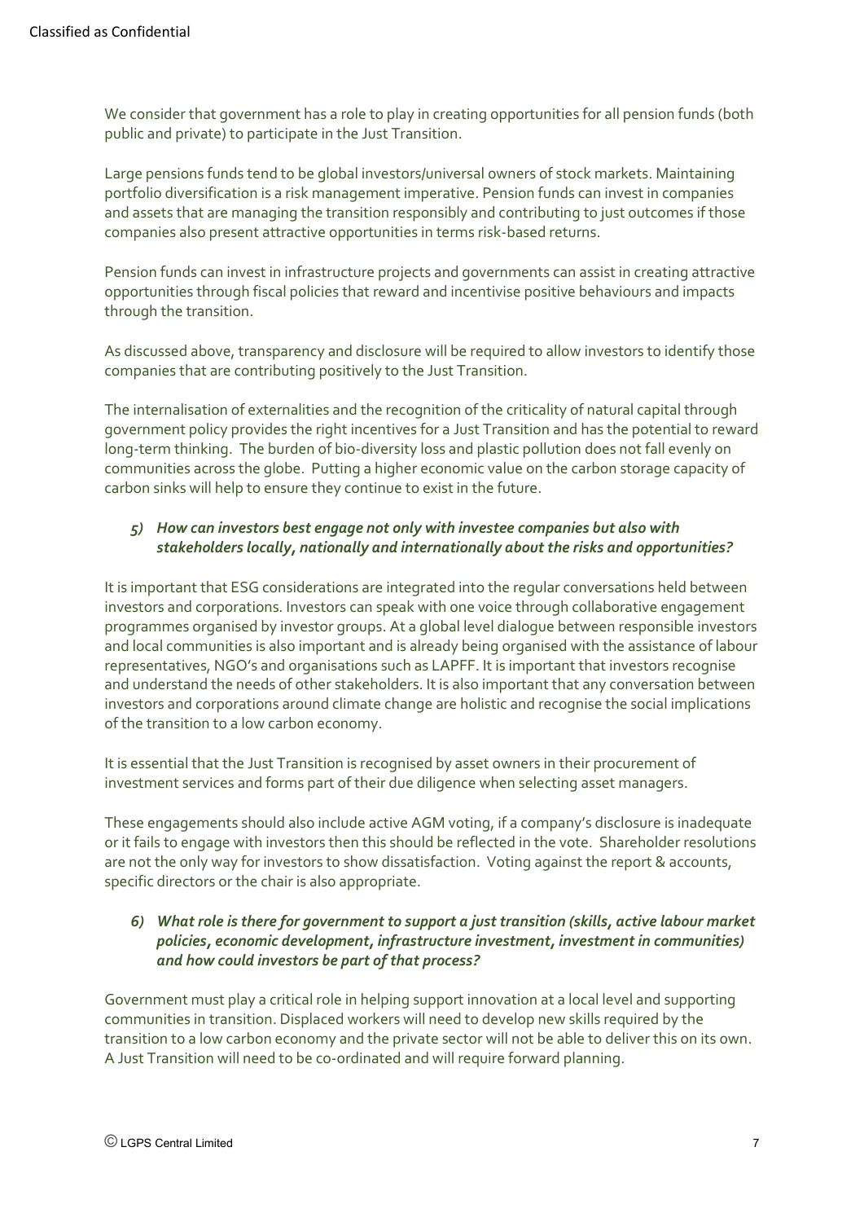We consider that government has a role to play in creating opportunities for all pension funds (both public and private) to participate in the Just Transition.

Large pensions funds tend to be global investors/universal owners of stock markets. Maintaining portfolio diversification is a risk management imperative. Pension funds can invest in companies and assets that are managing the transition responsibly and contributing to just outcomes if those companies also present attractive opportunities in terms risk-based returns.

Pension funds can invest in infrastructure projects and governments can assist in creating attractive opportunities through fiscal policies that reward and incentivise positive behaviours and impacts through the transition.

As discussed above, transparency and disclosure will be required to allow investors to identify those companies that are contributing positively to the Just Transition.

The internalisation of externalities and the recognition of the criticality of natural capital through government policy provides the right incentives for a Just Transition and has the potential to reward long-term thinking. The burden of bio-diversity loss and plastic pollution does not fall evenly on communities across the globe. Putting a higher economic value on the carbon storage capacity of carbon sinks will help to ensure they continue to exist in the future.

5) ***How can investors best engage not only with investee companies but also with stakeholders locally, nationally and internationally about the risks and opportunities?***

It is important that ESG considerations are integrated into the regular conversations held between investors and corporations. Investors can speak with one voice through collaborative engagement programmes organised by investor groups. At a global level dialogue between responsible investors and local communities is also important and is already being organised with the assistance of labour representatives, NGO's and organisations such as LAPFF. It is important that investors recognise and understand the needs of other stakeholders. It is also important that any conversation between investors and corporations around climate change are holistic and recognise the social implications of the transition to a low carbon economy.

It is essential that the Just Transition is recognised by asset owners in their procurement of investment services and forms part of their due diligence when selecting asset managers.

These engagements should also include active AGM voting, if a company's disclosure is inadequate or it fails to engage with investors then this should be reflected in the vote. Shareholder resolutions are not the only way for investors to show dissatisfaction. Voting against the report & accounts, specific directors or the chair is also appropriate.

6) ***What role is there for government to support a just transition (skills, active labour market policies, economic development, infrastructure investment, investment in communities) and how could investors be part of that process?***

Government must play a critical role in helping support innovation at a local level and supporting communities in transition. Displaced workers will need to develop new skills required by the transition to a low carbon economy and the private sector will not be able to deliver this on its own. A Just Transition will need to be co-ordinated and will require forward planning.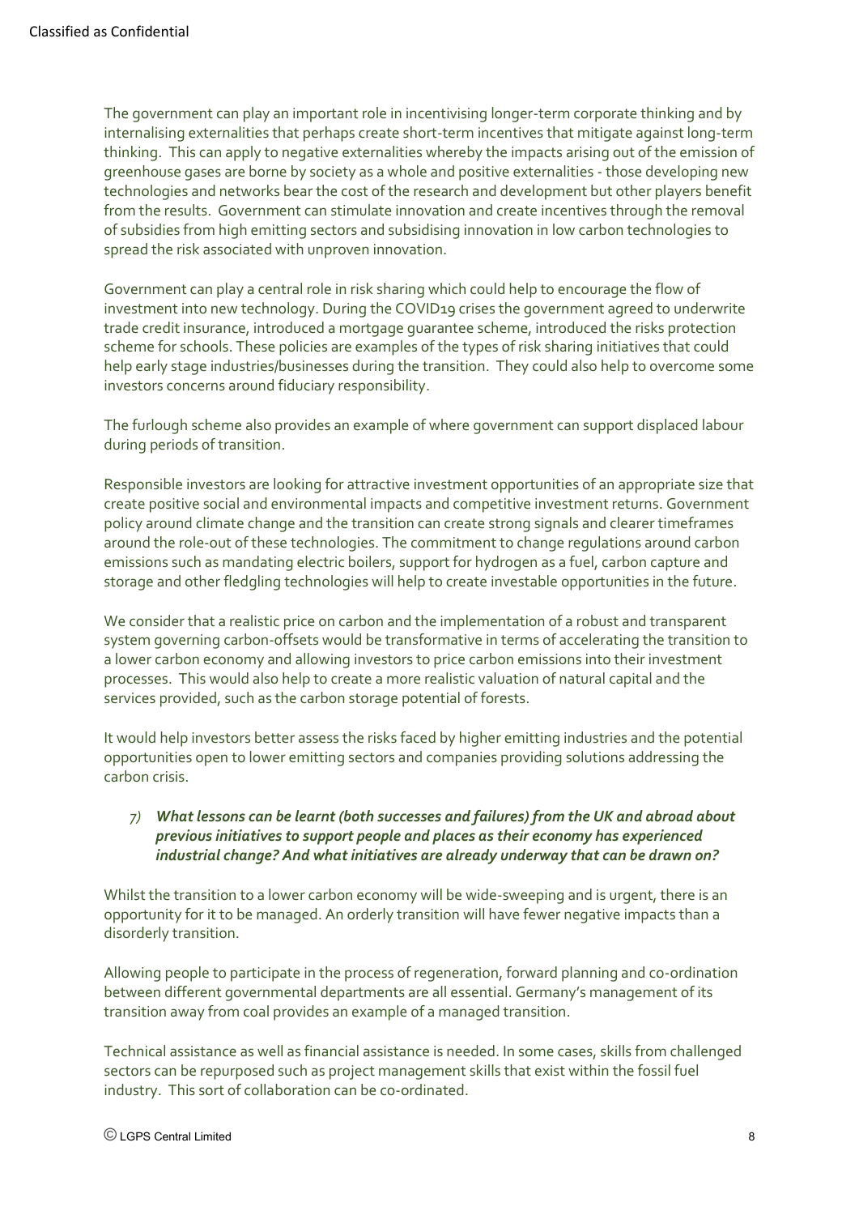The government can play an important role in incentivising longer-term corporate thinking and by internalising externalities that perhaps create short-term incentives that mitigate against long-term thinking. This can apply to negative externalities whereby the impacts arising out of the emission of greenhouse gases are borne by society as a whole and positive externalities - those developing new technologies and networks bear the cost of the research and development but other players benefit from the results. Government can stimulate innovation and create incentives through the removal of subsidies from high emitting sectors and subsidising innovation in low carbon technologies to spread the risk associated with unproven innovation.

Government can play a central role in risk sharing which could help to encourage the flow of investment into new technology. During the COVID19 crises the government agreed to underwrite trade credit insurance, introduced a mortgage guarantee scheme, introduced the risks protection scheme for schools. These policies are examples of the types of risk sharing initiatives that could help early stage industries/businesses during the transition. They could also help to overcome some investors concerns around fiduciary responsibility.

The furlough scheme also provides an example of where government can support displaced labour during periods of transition.

Responsible investors are looking for attractive investment opportunities of an appropriate size that create positive social and environmental impacts and competitive investment returns. Government policy around climate change and the transition can create strong signals and clearer timeframes around the role-out of these technologies. The commitment to change regulations around carbon emissions such as mandating electric boilers, support for hydrogen as a fuel, carbon capture and storage and other fledgling technologies will help to create investable opportunities in the future.

We consider that a realistic price on carbon and the implementation of a robust and transparent system governing carbon-offsets would be transformative in terms of accelerating the transition to a lower carbon economy and allowing investors to price carbon emissions into their investment processes. This would also help to create a more realistic valuation of natural capital and the services provided, such as the carbon storage potential of forests.

It would help investors better assess the risks faced by higher emitting industries and the potential opportunities open to lower emitting sectors and companies providing solutions addressing the carbon crisis.

7) ***What lessons can be learnt (both successes and failures) from the UK and abroad about previous initiatives to support people and places as their economy has experienced industrial change? And what initiatives are already underway that can be drawn on?***

Whilst the transition to a lower carbon economy will be wide-sweeping and is urgent, there is an opportunity for it to be managed. An orderly transition will have fewer negative impacts than a disorderly transition.

Allowing people to participate in the process of regeneration, forward planning and co-ordination between different governmental departments are all essential. Germany's management of its transition away from coal provides an example of a managed transition.

Technical assistance as well as financial assistance is needed. In some cases, skills from challenged sectors can be repurposed such as project management skills that exist within the fossil fuel industry. This sort of collaboration can be co-ordinated.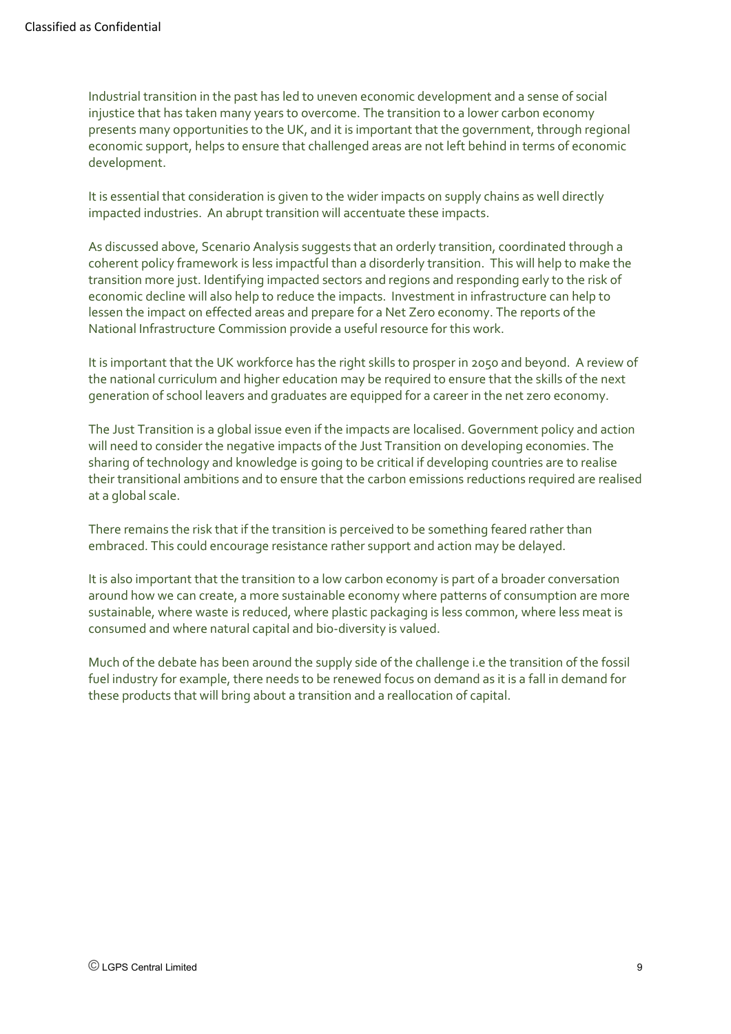Industrial transition in the past has led to uneven economic development and a sense of social injustice that has taken many years to overcome. The transition to a lower carbon economy presents many opportunities to the UK, and it is important that the government, through regional economic support, helps to ensure that challenged areas are not left behind in terms of economic development.

It is essential that consideration is given to the wider impacts on supply chains as well directly impacted industries. An abrupt transition will accentuate these impacts.

As discussed above, Scenario Analysis suggests that an orderly transition, coordinated through a coherent policy framework is less impactful than a disorderly transition. This will help to make the transition more just. Identifying impacted sectors and regions and responding early to the risk of economic decline will also help to reduce the impacts. Investment in infrastructure can help to lessen the impact on effected areas and prepare for a Net Zero economy. The reports of the National Infrastructure Commission provide a useful resource for this work.

It is important that the UK workforce has the right skills to prosper in 2050 and beyond. A review of the national curriculum and higher education may be required to ensure that the skills of the next generation of school leavers and graduates are equipped for a career in the net zero economy.

The Just Transition is a global issue even if the impacts are localised. Government policy and action will need to consider the negative impacts of the Just Transition on developing economies. The sharing of technology and knowledge is going to be critical if developing countries are to realise their transitional ambitions and to ensure that the carbon emissions reductions required are realised at a global scale.

There remains the risk that if the transition is perceived to be something feared rather than embraced. This could encourage resistance rather support and action may be delayed.

It is also important that the transition to a low carbon economy is part of a broader conversation around how we can create, a more sustainable economy where patterns of consumption are more sustainable, where waste is reduced, where plastic packaging is less common, where less meat is consumed and where natural capital and bio-diversity is valued.

Much of the debate has been around the supply side of the challenge i.e the transition of the fossil fuel industry for example, there needs to be renewed focus on demand as it is a fall in demand for these products that will bring about a transition and a reallocation of capital.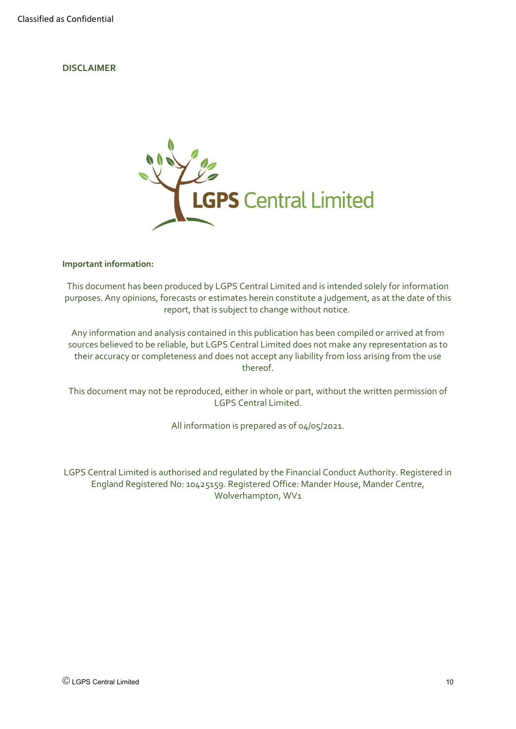## DISCLAIMER

LGPS Central Limited

**Important information:**

This document has been produced by LGPS Central Limited and is intended solely for information purposes. Any opinions, forecasts or estimates herein constitute a judgement, as at the date of this report, that is subject to change without notice.

Any information and analysis contained in this publication has been compiled or arrived at from sources believed to be reliable, but LGPS Central Limited does not make any representation as to their accuracy or completeness and does not accept any liability from loss arising from the use thereof.

This document may not be reproduced, either in whole or part, without the written permission of LGPS Central Limited.

All information is prepared as of 04/05/2021.

LGPS Central Limited is authorised and regulated by the Financial Conduct Authority. Registered in England Registered No: 10425159. Registered Office: Mander House, Mander Centre, Wolverhampton, WV1